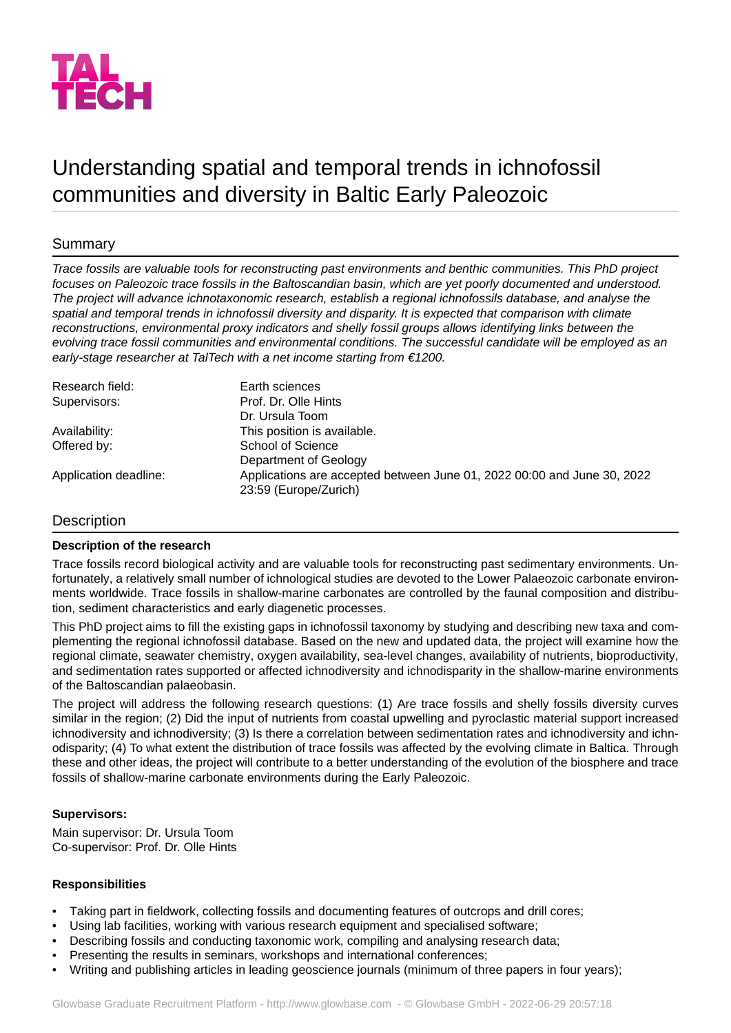TAL TECH

# Understanding spatial and temporal trends in ichnofossil communities and diversity in Baltic Early Paleozoic

## Summary

*Trace fossils are valuable tools for reconstructing past environments and benthic communities. This PhD project focuses on Paleozoic trace fossils in the Baltoscandian basin, which are yet poorly documented and understood. The project will advance ichnotaxonomic research, establish a regional ichnofossils database, and analyse the spatial and temporal trends in ichnofossil diversity and disparity. It is expected that comparison with climate reconstructions, environmental proxy indicators and shelly fossil groups allows identifying links between the evolving trace fossil communities and environmental conditions. The successful candidate will be employed as an early-stage researcher at TalTech with a net income starting from €1200.*

| | |
|---|---|
| Research field: | Earth sciences |
| Supervisors: | Prof. Dr. Olle Hints<br>Dr. Ursula Toom |
| Availability: | This position is available. |
| Offered by: | School of Science<br>Department of Geology |
| Application deadline: | Applications are accepted between June 01, 2022 00:00 and June 30, 2022 23:59 (Europe/Zurich) |

## Description

**Description of the research**

Trace fossils record biological activity and are valuable tools for reconstructing past sedimentary environments. Unfortunately, a relatively small number of ichnological studies are devoted to the Lower Palaeozoic carbonate environments worldwide. Trace fossils in shallow-marine carbonates are controlled by the faunal composition and distribution, sediment characteristics and early diagenetic processes.

This PhD project aims to fill the existing gaps in ichnofossil taxonomy by studying and describing new taxa and complementing the regional ichnofossil database. Based on the new and updated data, the project will examine how the regional climate, seawater chemistry, oxygen availability, sea-level changes, availability of nutrients, bioproductivity, and sedimentation rates supported or affected ichnodiversity and ichnodisparity in the shallow-marine environments of the Baltoscandian palaeobasin.

The project will address the following research questions: (1) Are trace fossils and shelly fossils diversity curves similar in the region; (2) Did the input of nutrients from coastal upwelling and pyroclastic material support increased ichnodiversity and ichnodiversity; (3) Is there a correlation between sedimentation rates and ichnodiversity and ichnodisparity; (4) To what extent the distribution of trace fossils was affected by the evolving climate in Baltica. Through these and other ideas, the project will contribute to a better understanding of the evolution of the biosphere and trace fossils of shallow-marine carbonate environments during the Early Paleozoic.

**Supervisors:**

Main supervisor: Dr. Ursula Toom
Co-supervisor: Prof. Dr. Olle Hints

**Responsibilities**

- Taking part in fieldwork, collecting fossils and documenting features of outcrops and drill cores;
- Using lab facilities, working with various research equipment and specialised software;
- Describing fossils and conducting taxonomic work, compiling and analysing research data;
- Presenting the results in seminars, workshops and international conferences;
- Writing and publishing articles in leading geoscience journals (minimum of three papers in four years);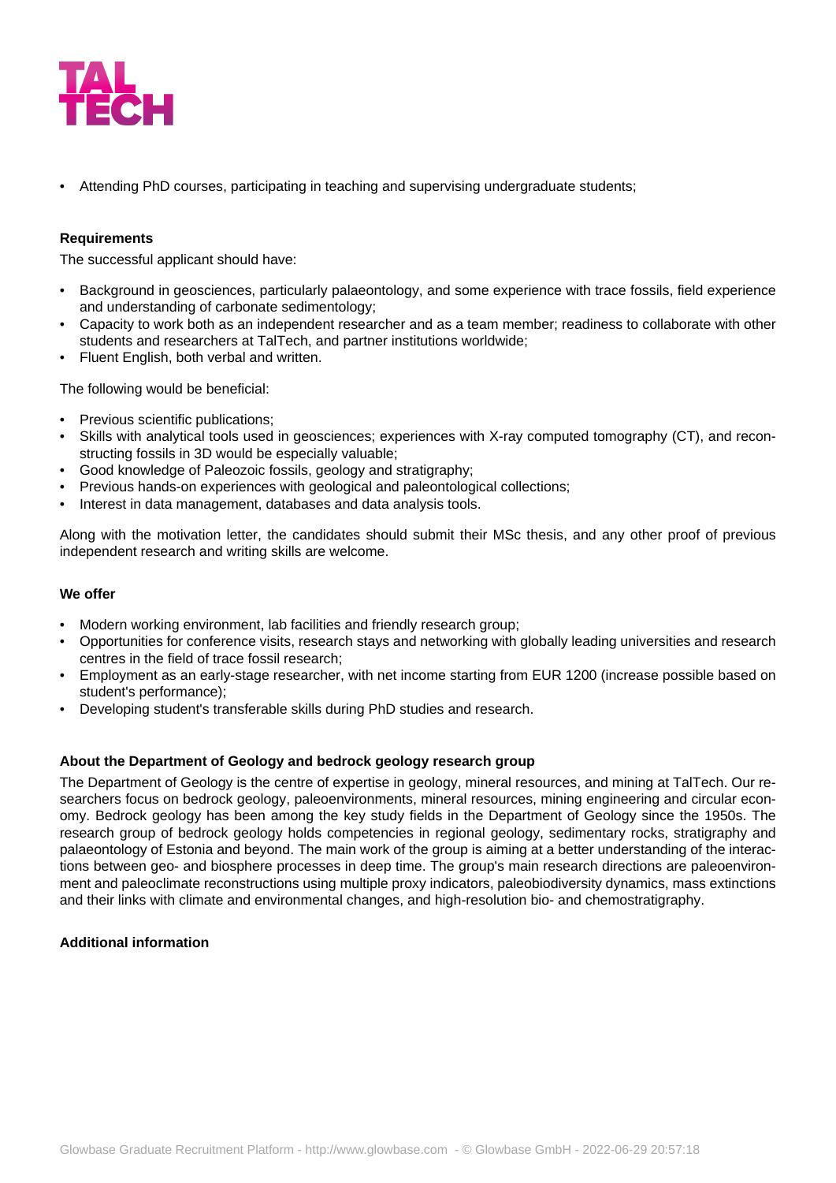- Attending PhD courses, participating in teaching and supervising undergraduate students;

**Requirements**

The successful applicant should have:

- Background in geosciences, particularly palaeontology, and some experience with trace fossils, field experience and understanding of carbonate sedimentology;
- Capacity to work both as an independent researcher and as a team member; readiness to collaborate with other students and researchers at TalTech, and partner institutions worldwide;
- Fluent English, both verbal and written.

The following would be beneficial:

- Previous scientific publications;
- Skills with analytical tools used in geosciences; experiences with X-ray computed tomography (CT), and reconstructing fossils in 3D would be especially valuable;
- Good knowledge of Paleozoic fossils, geology and stratigraphy;
- Previous hands-on experiences with geological and paleontological collections;
- Interest in data management, databases and data analysis tools.

Along with the motivation letter, the candidates should submit their MSc thesis, and any other proof of previous independent research and writing skills are welcome.

**We offer**

- Modern working environment, lab facilities and friendly research group;
- Opportunities for conference visits, research stays and networking with globally leading universities and research centres in the field of trace fossil research;
- Employment as an early-stage researcher, with net income starting from EUR 1200 (increase possible based on student's performance);
- Developing student's transferable skills during PhD studies and research.

**About the Department of Geology and bedrock geology research group**

The Department of Geology is the centre of expertise in geology, mineral resources, and mining at TalTech. Our researchers focus on bedrock geology, paleoenvironments, mineral resources, mining engineering and circular economy. Bedrock geology has been among the key study fields in the Department of Geology since the 1950s. The research group of bedrock geology holds competencies in regional geology, sedimentary rocks, stratigraphy and palaeontology of Estonia and beyond. The main work of the group is aiming at a better understanding of the interactions between geo- and biosphere processes in deep time. The group's main research directions are paleoenvironment and paleoclimate reconstructions using multiple proxy indicators, paleobiodiversity dynamics, mass extinctions and their links with climate and environmental changes, and high-resolution bio- and chemostratigraphy.

**Additional information**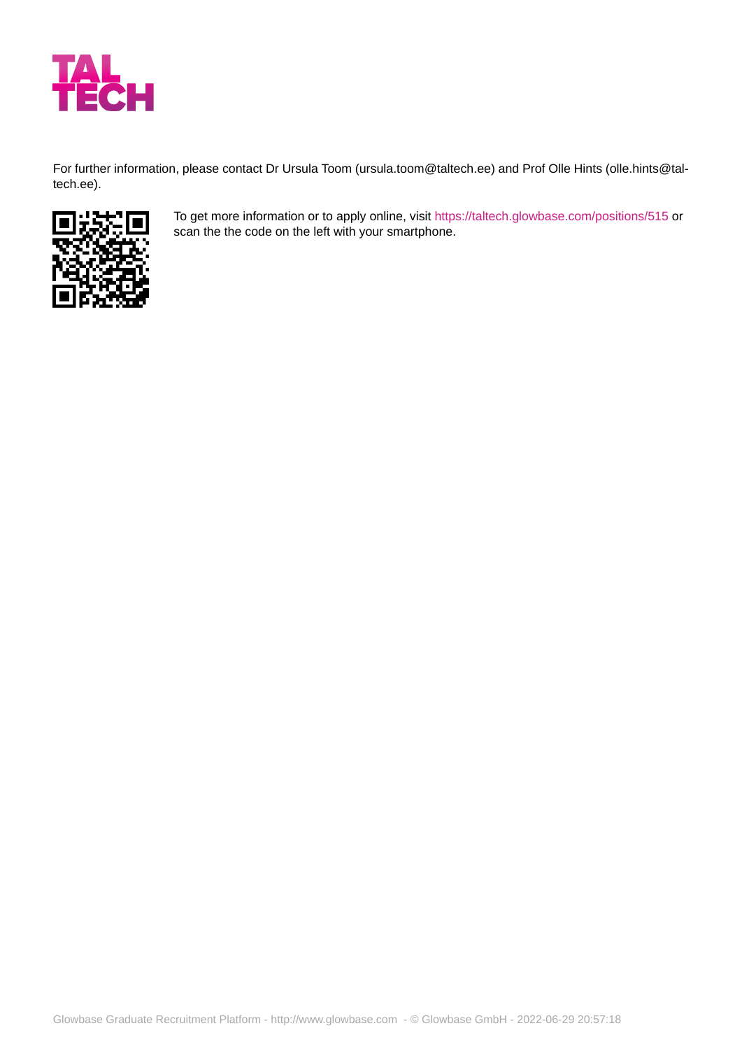For further information, please contact Dr Ursula Toom (ursula.toom@taltech.ee) and Prof Olle Hints (olle.hints@taltech.ee).

To get more information or to apply online, visit https://taltech.glowbase.com/positions/515 or scan the the code on the left with your smartphone.